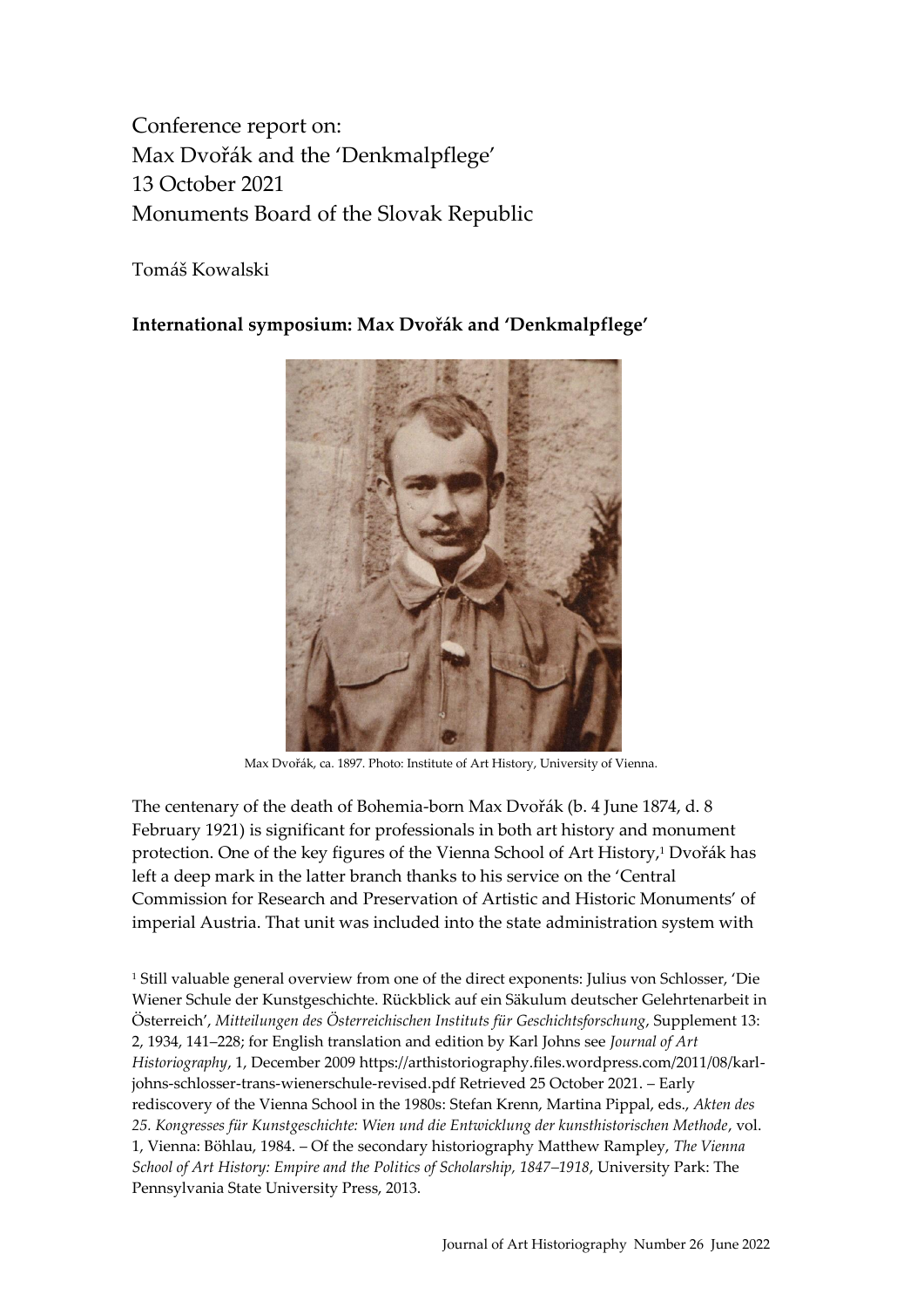Conference report on:
Max Dvořák and the 'Denkmalpflege'
13 October 2021
Monuments Board of the Slovak Republic

Tomáš Kowalski

**International symposium: Max Dvořák and 'Denkmalpflege'**

Max Dvořák, ca. 1897. Photo: Institute of Art History, University of Vienna.

The centenary of the death of Bohemia-born Max Dvořák (b. 4 June 1874, d. 8 February 1921) is significant for professionals in both art history and monument protection. One of the key figures of the Vienna School of Art History,[1] Dvořák has left a deep mark in the latter branch thanks to his service on the 'Central Commission for Research and Preservation of Artistic and Historic Monuments' of imperial Austria. That unit was included into the state administration system with

[1] Still valuable general overview from one of the direct exponents: Julius von Schlosser, 'Die Wiener Schule der Kunstgeschichte. Rückblick auf ein Säkulum deutscher Gelehrtenarbeit in Österreich', *Mitteilungen des Österreichischen Instituts für Geschichtsforschung*, Supplement 13: 2, 1934, 141–228; for English translation and edition by Karl Johns see *Journal of Art Historiography*, 1, December 2009 https://arthistoriography.files.wordpress.com/2011/08/karl-johns-schlosser-trans-wienerschule-revised.pdf Retrieved 25 October 2021. – Early rediscovery of the Vienna School in the 1980s: Stefan Krenn, Martina Pippal, eds., *Akten des 25. Kongresses für Kunstgeschichte: Wien und die Entwicklung der kunsthistorischen Methode*, vol. 1, Vienna: Böhlau, 1984. – Of the secondary historiography Matthew Rampley, *The Vienna School of Art History: Empire and the Politics of Scholarship, 1847–1918*, University Park: The Pennsylvania State University Press, 2013.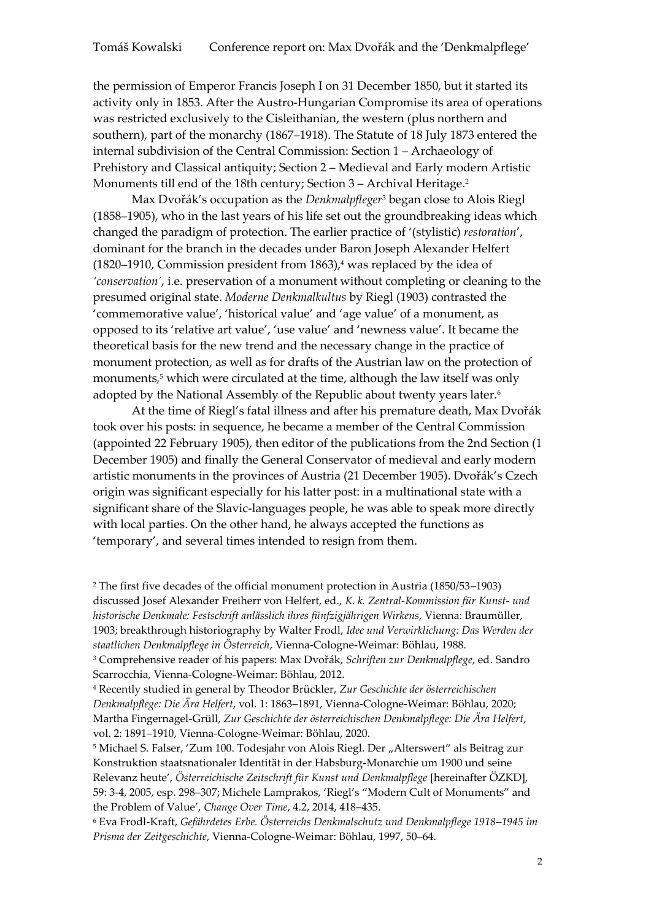the permission of Emperor Francis Joseph I on 31 December 1850, but it started its activity only in 1853. After the Austro-Hungarian Compromise its area of operations was restricted exclusively to the Cisleithanian, the western (plus northern and southern), part of the monarchy (1867–1918). The Statute of 18 July 1873 entered the internal subdivision of the Central Commission: Section 1 – Archaeology of Prehistory and Classical antiquity; Section 2 – Medieval and Early modern Artistic Monuments till end of the 18th century; Section 3 – Archival Heritage.[2]

Max Dvořák's occupation as the *Denkmalpfleger*[3] began close to Alois Riegl (1858–1905), who in the last years of his life set out the groundbreaking ideas which changed the paradigm of protection. The earlier practice of '(stylistic) *restoration*', dominant for the branch in the decades under Baron Joseph Alexander Helfert (1820–1910, Commission president from 1863),[4] was replaced by the idea of *'conservation'*, i.e. preservation of a monument without completing or cleaning to the presumed original state. *Moderne Denkmalkultus* by Riegl (1903) contrasted the 'commemorative value', 'historical value' and 'age value' of a monument, as opposed to its 'relative art value', 'use value' and 'newness value'. It became the theoretical basis for the new trend and the necessary change in the practice of monument protection, as well as for drafts of the Austrian law on the protection of monuments,[5] which were circulated at the time, although the law itself was only adopted by the National Assembly of the Republic about twenty years later.[6]

At the time of Riegl's fatal illness and after his premature death, Max Dvořák took over his posts: in sequence, he became a member of the Central Commission (appointed 22 February 1905), then editor of the publications from the 2nd Section (1 December 1905) and finally the General Conservator of medieval and early modern artistic monuments in the provinces of Austria (21 December 1905). Dvořák's Czech origin was significant especially for his latter post: in a multinational state with a significant share of the Slavic-languages people, he was able to speak more directly with local parties. On the other hand, he always accepted the functions as 'temporary', and several times intended to resign from them.

[2] The first five decades of the official monument protection in Austria (1850/53–1903) discussed Josef Alexander Freiherr von Helfert, ed., *K. k. Zentral-Kommission für Kunst- und historische Denkmale: Festschrift anlässlich ihres fünfzigjährigen Wirkens*, Vienna: Braumüller, 1903; breakthrough historiography by Walter Frodl, *Idee und Verwirklichung: Das Werden der staatlichen Denkmalpflege in Österreich*, Vienna-Cologne-Weimar: Böhlau, 1988.

[3] Comprehensive reader of his papers: Max Dvořák, *Schriften zur Denkmalpflege*, ed. Sandro Scarrocchia, Vienna-Cologne-Weimar: Böhlau, 2012.

[4] Recently studied in general by Theodor Brückler, *Zur Geschichte der österreichischen Denkmalpflege: Die Ära Helfert*, vol. 1: 1863–1891, Vienna-Cologne-Weimar: Böhlau, 2020; Martha Fingernagel-Grüll, *Zur Geschichte der österreichischen Denkmalpflege: Die Ära Helfert*, vol. 2: 1891–1910, Vienna-Cologne-Weimar: Böhlau, 2020.

[5] Michael S. Falser, 'Zum 100. Todesjahr von Alois Riegl. Der „Alterswert" als Beitrag zur Konstruktion staatsnationaler Identität in der Habsburg-Monarchie um 1900 und seine Relevanz heute', *Österreichische Zeitschrift für Kunst und Denkmalpflege* [hereinafter ÖZKD], 59: 3-4, 2005, esp. 298–307; Michele Lamprakos, 'Riegl's "Modern Cult of Monuments" and the Problem of Value', *Change Over Time*, 4.2, 2014, 418–435.

[6] Eva Frodl-Kraft, *Gefährdetes Erbe. Österreichs Denkmalschutz und Denkmalpflege 1918–1945 im Prisma der Zeitgeschichte*, Vienna-Cologne-Weimar: Böhlau, 1997, 50–64.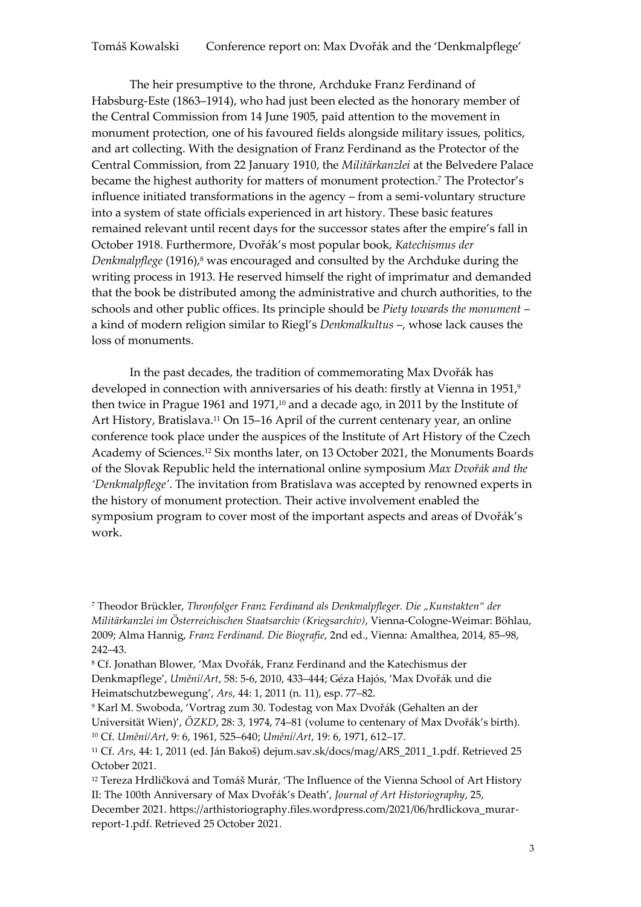The heir presumptive to the throne, Archduke Franz Ferdinand of Habsburg-Este (1863–1914), who had just been elected as the honorary member of the Central Commission from 14 June 1905, paid attention to the movement in monument protection, one of his favoured fields alongside military issues, politics, and art collecting. With the designation of Franz Ferdinand as the Protector of the Central Commission, from 22 January 1910, the *Militärkanzlei* at the Belvedere Palace became the highest authority for matters of monument protection.[7] The Protector's influence initiated transformations in the agency – from a semi-voluntary structure into a system of state officials experienced in art history. These basic features remained relevant until recent days for the successor states after the empire's fall in October 1918. Furthermore, Dvořák's most popular book, *Katechismus der Denkmalpflege* (1916),[8] was encouraged and consulted by the Archduke during the writing process in 1913. He reserved himself the right of imprimatur and demanded that the book be distributed among the administrative and church authorities, to the schools and other public offices. Its principle should be *Piety towards the monument* – a kind of modern religion similar to Riegl's *Denkmalkultus* –, whose lack causes the loss of monuments.

In the past decades, the tradition of commemorating Max Dvořák has developed in connection with anniversaries of his death: firstly at Vienna in 1951,[9] then twice in Prague 1961 and 1971,[10] and a decade ago, in 2011 by the Institute of Art History, Bratislava.[11] On 15–16 April of the current centenary year, an online conference took place under the auspices of the Institute of Art History of the Czech Academy of Sciences.[12] Six months later, on 13 October 2021, the Monuments Boards of the Slovak Republic held the international online symposium *Max Dvořák and the 'Denkmalpflege'*. The invitation from Bratislava was accepted by renowned experts in the history of monument protection. Their active involvement enabled the symposium program to cover most of the important aspects and areas of Dvořák's work.

---

[7] Theodor Brückler, *Thronfolger Franz Ferdinand als Denkmalpfleger. Die „Kunstakten" der Militärkanzlei im Österreichischen Staatsarchiv (Kriegsarchiv)*, Vienna-Cologne-Weimar: Böhlau, 2009; Alma Hannig, *Franz Ferdinand. Die Biografie*, 2nd ed., Vienna: Amalthea, 2014, 85–98, 242–43.

[8] Cf. Jonathan Blower, 'Max Dvořák, Franz Ferdinand and the Katechismus der Denkmapflege', *Umění/Art*, 58: 5-6, 2010, 433–444; Géza Hajós, 'Max Dvořák und die Heimatschutzbewegung', *Ars*, 44: 1, 2011 (n. 11), esp. 77–82.

[9] Karl M. Swoboda, 'Vortrag zum 30. Todestag von Max Dvořák (Gehalten an der Universität Wien)', *ÖZKD*, 28: 3, 1974, 74–81 (volume to centenary of Max Dvořák's birth).

[10] Cf. *Umění/Art*, 9: 6, 1961, 525–640; *Umění/Art*, 19: 6, 1971, 612–17.

[11] Cf. *Ars*, 44: 1, 2011 (ed. Ján Bakoš) dejum.sav.sk/docs/mag/ARS_2011_1.pdf. Retrieved 25 October 2021.

[12] Tereza Hrdličková and Tomáš Murár, 'The Influence of the Vienna School of Art History II: The 100th Anniversary of Max Dvořák's Death', *Journal of Art Historiography*, 25, December 2021. https://arthistoriography.files.wordpress.com/2021/06/hrdlickova_murar-report-1.pdf. Retrieved 25 October 2021.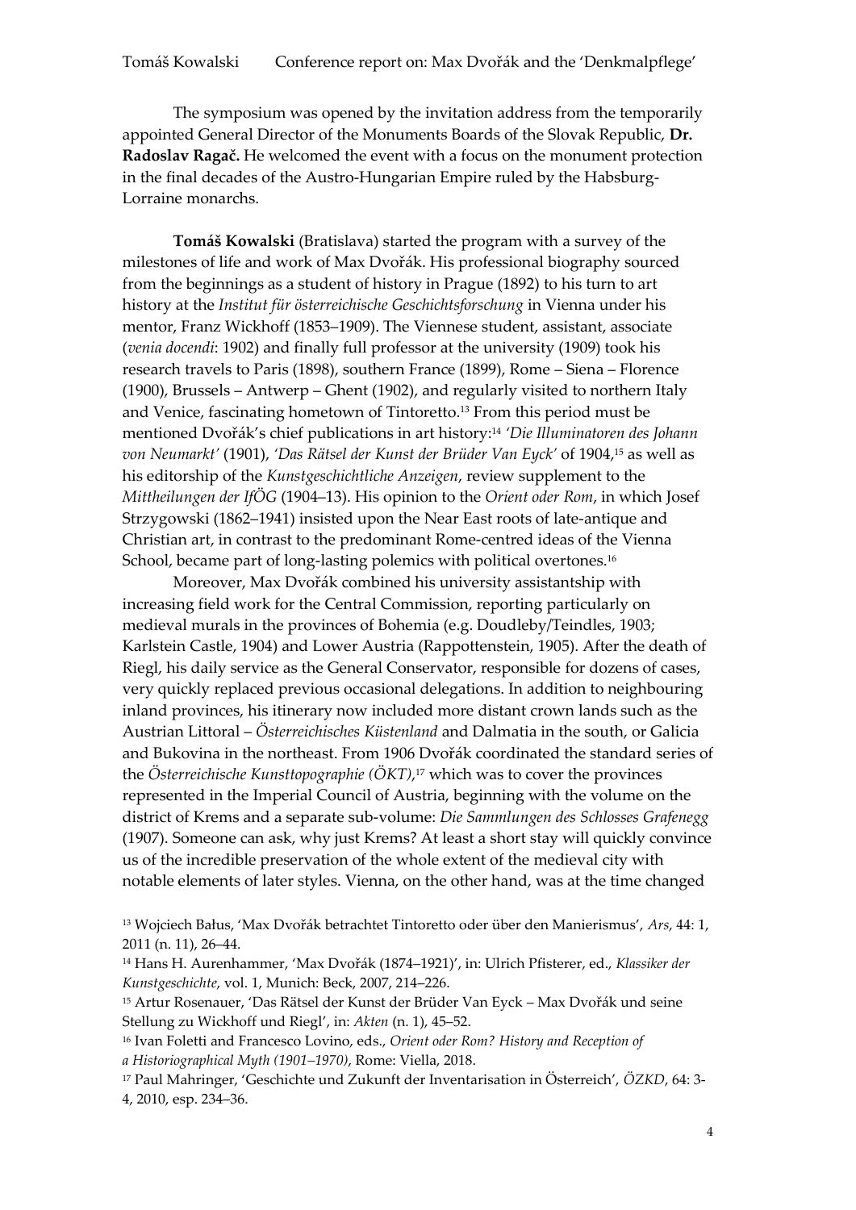The symposium was opened by the invitation address from the temporarily appointed General Director of the Monuments Boards of the Slovak Republic, **Dr. Radoslav Ragač.** He welcomed the event with a focus on the monument protection in the final decades of the Austro-Hungarian Empire ruled by the Habsburg-Lorraine monarchs.

**Tomáš Kowalski** (Bratislava) started the program with a survey of the milestones of life and work of Max Dvořák. His professional biography sourced from the beginnings as a student of history in Prague (1892) to his turn to art history at the *Institut für österreichische Geschichtsforschung* in Vienna under his mentor, Franz Wickhoff (1853–1909). The Viennese student, assistant, associate (*venia docendi*: 1902) and finally full professor at the university (1909) took his research travels to Paris (1898), southern France (1899), Rome – Siena – Florence (1900), Brussels – Antwerp – Ghent (1902), and regularly visited to northern Italy and Venice, fascinating hometown of Tintoretto.[13] From this period must be mentioned Dvořák's chief publications in art history:[14] *'Die Illuminatoren des Johann von Neumarkt'* (1901), *'Das Rätsel der Kunst der Brüder Van Eyck'* of 1904,[15] as well as his editorship of the *Kunstgeschichtliche Anzeigen*, review supplement to the *Mittheilungen der IfÖG* (1904–13). His opinion to the *Orient oder Rom*, in which Josef Strzygowski (1862–1941) insisted upon the Near East roots of late-antique and Christian art, in contrast to the predominant Rome-centred ideas of the Vienna School, became part of long-lasting polemics with political overtones.[16]

Moreover, Max Dvořák combined his university assistantship with increasing field work for the Central Commission, reporting particularly on medieval murals in the provinces of Bohemia (e.g. Doudleby/Teindles, 1903; Karlstein Castle, 1904) and Lower Austria (Rappottenstein, 1905). After the death of Riegl, his daily service as the General Conservator, responsible for dozens of cases, very quickly replaced previous occasional delegations. In addition to neighbouring inland provinces, his itinerary now included more distant crown lands such as the Austrian Littoral – *Österreichisches Küstenland* and Dalmatia in the south, or Galicia and Bukovina in the northeast. From 1906 Dvořák coordinated the standard series of the *Österreichische Kunsttopographie (ÖKT)*,[17] which was to cover the provinces represented in the Imperial Council of Austria, beginning with the volume on the district of Krems and a separate sub-volume: *Die Sammlungen des Schlosses Grafenegg* (1907). Someone can ask, why just Krems? At least a short stay will quickly convince us of the incredible preservation of the whole extent of the medieval city with notable elements of later styles. Vienna, on the other hand, was at the time changed

[13] Wojciech Bałus, 'Max Dvořák betrachtet Tintoretto oder über den Manierismus', *Ars*, 44: 1, 2011 (n. 11), 26–44.

[14] Hans H. Aurenhammer, 'Max Dvořák (1874–1921)', in: Ulrich Pfisterer, ed., *Klassiker der Kunstgeschichte*, vol. 1, Munich: Beck, 2007, 214–226.

[15] Artur Rosenauer, 'Das Rätsel der Kunst der Brüder Van Eyck – Max Dvořák und seine Stellung zu Wickhoff und Riegl', in: *Akten* (n. 1), 45–52.

[16] Ivan Foletti and Francesco Lovino, eds., *Orient oder Rom? History and Reception of a Historiographical Myth (1901–1970)*, Rome: Viella, 2018.

[17] Paul Mahringer, 'Geschichte und Zukunft der Inventarisation in Österreich', *ÖZKD*, 64: 3-4, 2010, esp. 234–36.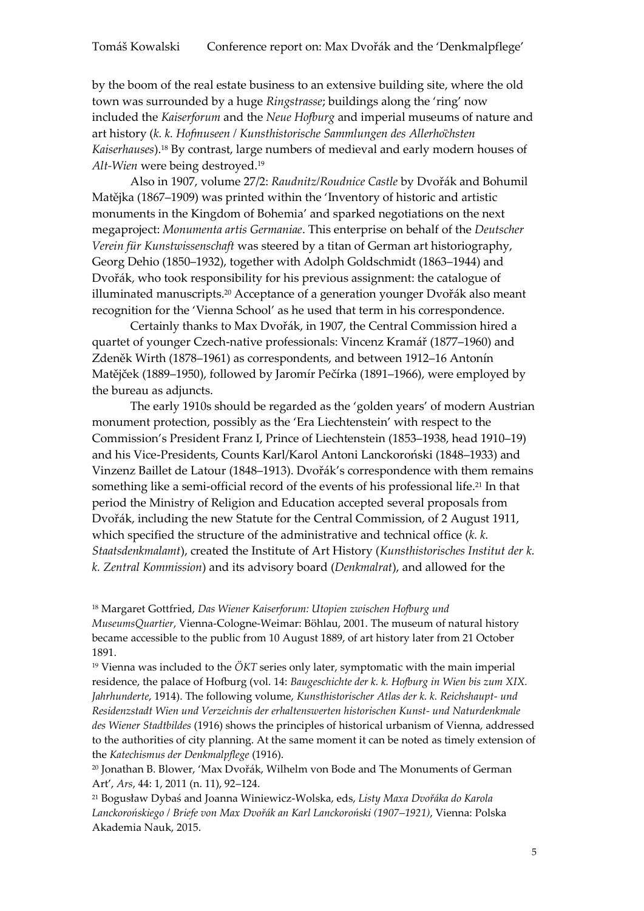by the boom of the real estate business to an extensive building site, where the old town was surrounded by a huge *Ringstrasse*; buildings along the 'ring' now included the *Kaiserforum* and the *Neue Hofburg* and imperial museums of nature and art history (*k. k. Hofmuseen* / *Kunsthistorische Sammlungen des Allerhöchsten Kaiserhauses*).[18] By contrast, large numbers of medieval and early modern houses of *Alt-Wien* were being destroyed.[19]

Also in 1907, volume 27/2: *Raudnitz/Roudnice Castle* by Dvořák and Bohumil Matějka (1867–1909) was printed within the 'Inventory of historic and artistic monuments in the Kingdom of Bohemia' and sparked negotiations on the next megaproject: *Monumenta artis Germaniae*. This enterprise on behalf of the *Deutscher Verein für Kunstwissenschaft* was steered by a titan of German art historiography, Georg Dehio (1850–1932), together with Adolph Goldschmidt (1863–1944) and Dvořák, who took responsibility for his previous assignment: the catalogue of illuminated manuscripts.[20] Acceptance of a generation younger Dvořák also meant recognition for the 'Vienna School' as he used that term in his correspondence.

Certainly thanks to Max Dvořák, in 1907, the Central Commission hired a quartet of younger Czech-native professionals: Vincenz Kramář (1877–1960) and Zdeněk Wirth (1878–1961) as correspondents, and between 1912–16 Antonín Matějček (1889–1950), followed by Jaromír Pečírka (1891–1966), were employed by the bureau as adjuncts.

The early 1910s should be regarded as the 'golden years' of modern Austrian monument protection, possibly as the 'Era Liechtenstein' with respect to the Commission's President Franz I, Prince of Liechtenstein (1853–1938, head 1910–19) and his Vice-Presidents, Counts Karl/Karol Antoni Lanckoroński (1848–1933) and Vinzenz Baillet de Latour (1848–1913). Dvořák's correspondence with them remains something like a semi-official record of the events of his professional life.[21] In that period the Ministry of Religion and Education accepted several proposals from Dvořák, including the new Statute for the Central Commission, of 2 August 1911, which specified the structure of the administrative and technical office (*k. k. Staatsdenkmalamt*), created the Institute of Art History (*Kunsthistorisches Institut der k. k. Zentral Kommission*) and its advisory board (*Denkmalrat*), and allowed for the

[18] Margaret Gottfried, *Das Wiener Kaiserforum: Utopien zwischen Hofburg und MuseumsQuartier*, Vienna-Cologne-Weimar: Böhlau, 2001. The museum of natural history became accessible to the public from 10 August 1889, of art history later from 21 October 1891.

[19] Vienna was included to the *ÖKT* series only later, symptomatic with the main imperial residence, the palace of Hofburg (vol. 14: *Baugeschichte der k. k. Hofburg in Wien bis zum XIX. Jahrhunderte*, 1914). The following volume, *Kunsthistorischer Atlas der k. k. Reichshaupt- und Residenzstadt Wien und Verzeichnis der erhaltenswerten historischen Kunst- und Naturdenkmale des Wiener Stadtbildes* (1916) shows the principles of historical urbanism of Vienna, addressed to the authorities of city planning. At the same moment it can be noted as timely extension of the *Katechismus der Denkmalpflege* (1916).

[20] Jonathan B. Blower, 'Max Dvořák, Wilhelm von Bode and The Monuments of German Art', *Ars*, 44: 1, 2011 (n. 11), 92–124.

[21] Bogusław Dybaś and Joanna Winiewicz-Wolska, eds, *Listy Maxa Dvořáka do Karola Lanckorońskiego / Briefe von Max Dvořák an Karl Lanckoroński (1907–1921)*, Vienna: Polska Akademia Nauk, 2015.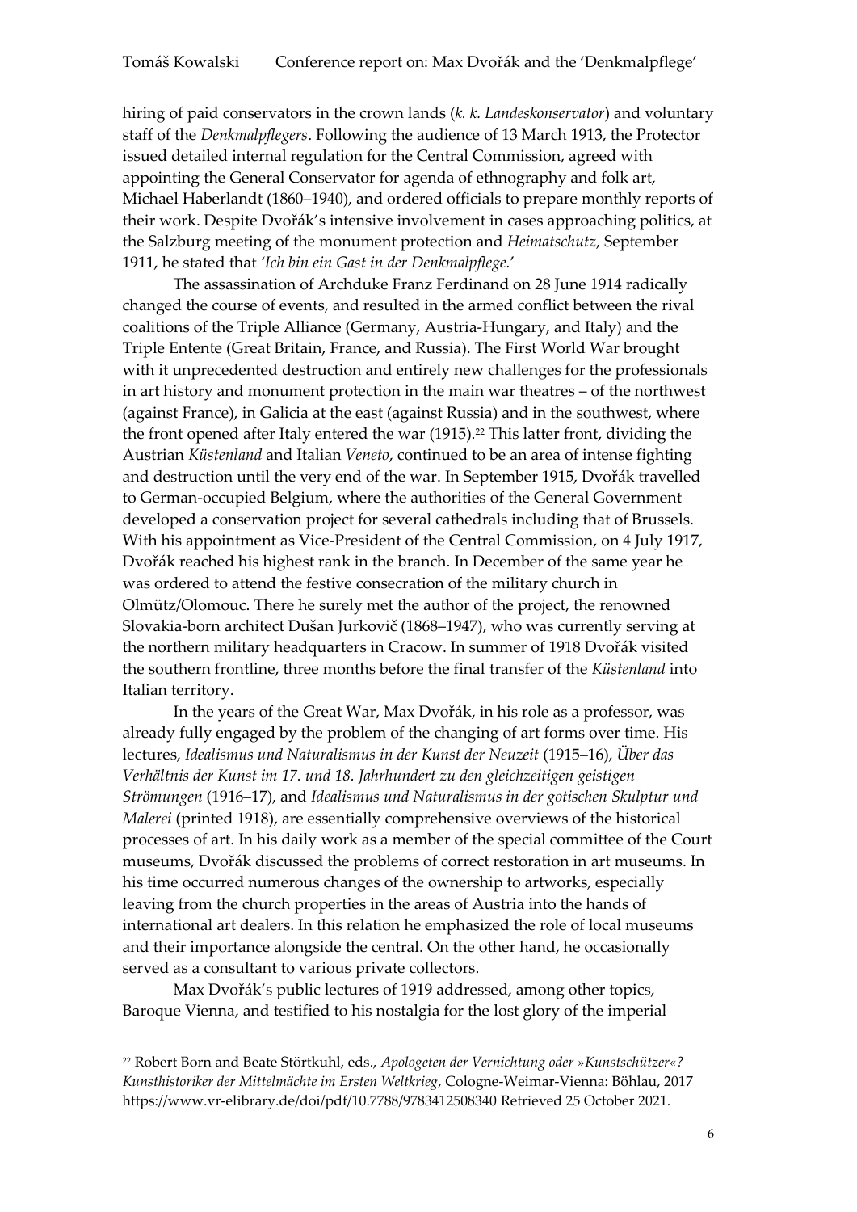hiring of paid conservators in the crown lands (*k. k. Landeskonservator*) and voluntary staff of the *Denkmalpflegers*. Following the audience of 13 March 1913, the Protector issued detailed internal regulation for the Central Commission, agreed with appointing the General Conservator for agenda of ethnography and folk art, Michael Haberlandt (1860–1940), and ordered officials to prepare monthly reports of their work. Despite Dvořák's intensive involvement in cases approaching politics, at the Salzburg meeting of the monument protection and *Heimatschutz*, September 1911, he stated that *'Ich bin ein Gast in der Denkmalpflege.'*

The assassination of Archduke Franz Ferdinand on 28 June 1914 radically changed the course of events, and resulted in the armed conflict between the rival coalitions of the Triple Alliance (Germany, Austria-Hungary, and Italy) and the Triple Entente (Great Britain, France, and Russia). The First World War brought with it unprecedented destruction and entirely new challenges for the professionals in art history and monument protection in the main war theatres – of the northwest (against France), in Galicia at the east (against Russia) and in the southwest, where the front opened after Italy entered the war (1915).[22] This latter front, dividing the Austrian *Küstenland* and Italian *Veneto*, continued to be an area of intense fighting and destruction until the very end of the war. In September 1915, Dvořák travelled to German-occupied Belgium, where the authorities of the General Government developed a conservation project for several cathedrals including that of Brussels. With his appointment as Vice-President of the Central Commission, on 4 July 1917, Dvořák reached his highest rank in the branch. In December of the same year he was ordered to attend the festive consecration of the military church in Olmütz/Olomouc. There he surely met the author of the project, the renowned Slovakia-born architect Dušan Jurkovič (1868–1947), who was currently serving at the northern military headquarters in Cracow. In summer of 1918 Dvořák visited the southern frontline, three months before the final transfer of the *Küstenland* into Italian territory.

In the years of the Great War, Max Dvořák, in his role as a professor, was already fully engaged by the problem of the changing of art forms over time. His lectures, *Idealismus und Naturalismus in der Kunst der Neuzeit* (1915–16), *Über das Verhältnis der Kunst im 17. und 18. Jahrhundert zu den gleichzeitigen geistigen Strömungen* (1916–17), and *Idealismus und Naturalismus in der gotischen Skulptur und Malerei* (printed 1918), are essentially comprehensive overviews of the historical processes of art. In his daily work as a member of the special committee of the Court museums, Dvořák discussed the problems of correct restoration in art museums. In his time occurred numerous changes of the ownership to artworks, especially leaving from the church properties in the areas of Austria into the hands of international art dealers. In this relation he emphasized the role of local museums and their importance alongside the central. On the other hand, he occasionally served as a consultant to various private collectors.

Max Dvořák's public lectures of 1919 addressed, among other topics, Baroque Vienna, and testified to his nostalgia for the lost glory of the imperial

[22] Robert Born and Beate Störtkuhl, eds., *Apologeten der Vernichtung oder »Kunstschützer«? Kunsthistoriker der Mittelmächte im Ersten Weltkrieg*, Cologne-Weimar-Vienna: Böhlau, 2017 https://www.vr-elibrary.de/doi/pdf/10.7788/9783412508340 Retrieved 25 October 2021.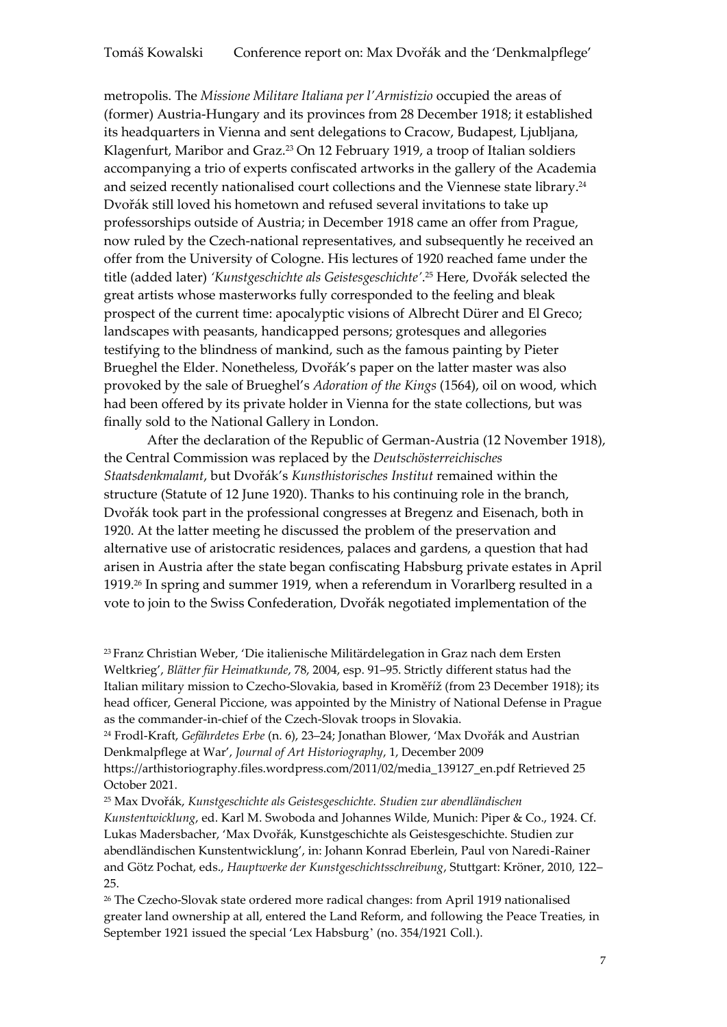metropolis. The *Missione Militare Italiana per l'Armistizio* occupied the areas of (former) Austria-Hungary and its provinces from 28 December 1918; it established its headquarters in Vienna and sent delegations to Cracow, Budapest, Ljubljana, Klagenfurt, Maribor and Graz.[23] On 12 February 1919, a troop of Italian soldiers accompanying a trio of experts confiscated artworks in the gallery of the Academia and seized recently nationalised court collections and the Viennese state library.[24] Dvořák still loved his hometown and refused several invitations to take up professorships outside of Austria; in December 1918 came an offer from Prague, now ruled by the Czech-national representatives, and subsequently he received an offer from the University of Cologne. His lectures of 1920 reached fame under the title (added later) *'Kunstgeschichte als Geistesgeschichte'*.[25] Here, Dvořák selected the great artists whose masterworks fully corresponded to the feeling and bleak prospect of the current time: apocalyptic visions of Albrecht Dürer and El Greco; landscapes with peasants, handicapped persons; grotesques and allegories testifying to the blindness of mankind, such as the famous painting by Pieter Brueghel the Elder. Nonetheless, Dvořák's paper on the latter master was also provoked by the sale of Brueghel's *Adoration of the Kings* (1564), oil on wood, which had been offered by its private holder in Vienna for the state collections, but was finally sold to the National Gallery in London.

After the declaration of the Republic of German-Austria (12 November 1918), the Central Commission was replaced by the *Deutschösterreichisches Staatsdenkmalamt*, but Dvořák's *Kunsthistorisches Institut* remained within the structure (Statute of 12 June 1920). Thanks to his continuing role in the branch, Dvořák took part in the professional congresses at Bregenz and Eisenach, both in 1920. At the latter meeting he discussed the problem of the preservation and alternative use of aristocratic residences, palaces and gardens, a question that had arisen in Austria after the state began confiscating Habsburg private estates in April 1919.[26] In spring and summer 1919, when a referendum in Vorarlberg resulted in a vote to join to the Swiss Confederation, Dvořák negotiated implementation of the

[23] Franz Christian Weber, 'Die italienische Militärdelegation in Graz nach dem Ersten Weltkrieg', *Blätter für Heimatkunde*, 78, 2004, esp. 91–95. Strictly different status had the Italian military mission to Czecho-Slovakia, based in Kroměříž (from 23 December 1918); its head officer, General Piccione, was appointed by the Ministry of National Defense in Prague as the commander-in-chief of the Czech-Slovak troops in Slovakia.

[24] Frodl-Kraft, *Gefährdetes Erbe* (n. 6), 23–24; Jonathan Blower, 'Max Dvořák and Austrian Denkmalpflege at War', *Journal of Art Historiography*, 1, December 2009 https://arthistoriography.files.wordpress.com/2011/02/media_139127_en.pdf Retrieved 25 October 2021.

[25] Max Dvořák, *Kunstgeschichte als Geistesgeschichte. Studien zur abendländischen Kunstentwicklung*, ed. Karl M. Swoboda and Johannes Wilde, Munich: Piper & Co., 1924. Cf. Lukas Madersbacher, 'Max Dvořák, Kunstgeschichte als Geistesgeschichte. Studien zur abendländischen Kunstentwicklung', in: Johann Konrad Eberlein, Paul von Naredi-Rainer and Götz Pochat, eds., *Hauptwerke der Kunstgeschichtsschreibung*, Stuttgart: Kröner, 2010, 122–25.

[26] The Czecho-Slovak state ordered more radical changes: from April 1919 nationalised greater land ownership at all, entered the Land Reform, and following the Peace Treaties, in September 1921 issued the special 'Lex Habsburg' (no. 354/1921 Coll.).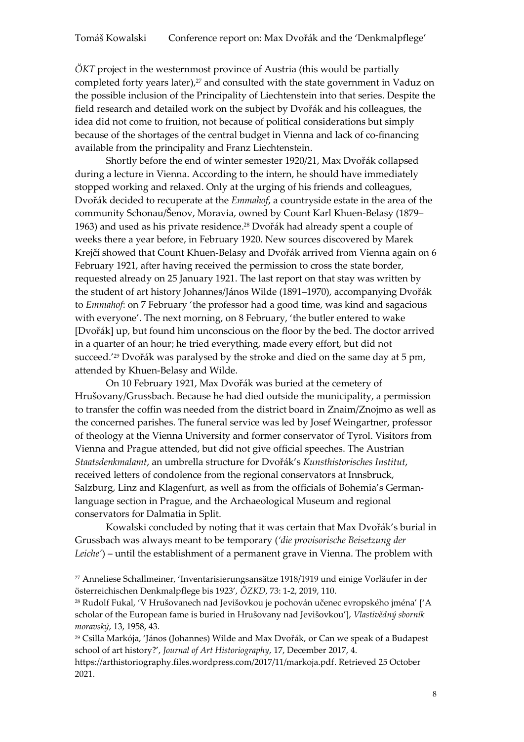*ÖKT* project in the westernmost province of Austria (this would be partially completed forty years later),[27] and consulted with the state government in Vaduz on the possible inclusion of the Principality of Liechtenstein into that series. Despite the field research and detailed work on the subject by Dvořák and his colleagues, the idea did not come to fruition, not because of political considerations but simply because of the shortages of the central budget in Vienna and lack of co-financing available from the principality and Franz Liechtenstein.

Shortly before the end of winter semester 1920/21, Max Dvořák collapsed during a lecture in Vienna. According to the intern, he should have immediately stopped working and relaxed. Only at the urging of his friends and colleagues, Dvořák decided to recuperate at the *Emmahof*, a countryside estate in the area of the community Schonau/Šenov, Moravia, owned by Count Karl Khuen-Belasy (1879–1963) and used as his private residence.[28] Dvořák had already spent a couple of weeks there a year before, in February 1920. New sources discovered by Marek Krejčí showed that Count Khuen-Belasy and Dvořák arrived from Vienna again on 6 February 1921, after having received the permission to cross the state border, requested already on 25 January 1921. The last report on that stay was written by the student of art history Johannes/János Wilde (1891–1970), accompanying Dvořák to *Emmahof*: on 7 February 'the professor had a good time, was kind and sagacious with everyone'. The next morning, on 8 February, 'the butler entered to wake [Dvořák] up, but found him unconscious on the floor by the bed. The doctor arrived in a quarter of an hour; he tried everything, made every effort, but did not succeed.'[29] Dvořák was paralysed by the stroke and died on the same day at 5 pm, attended by Khuen-Belasy and Wilde.

On 10 February 1921, Max Dvořák was buried at the cemetery of Hrušovany/Grussbach. Because he had died outside the municipality, a permission to transfer the coffin was needed from the district board in Znaim/Znojmo as well as the concerned parishes. The funeral service was led by Josef Weingartner, professor of theology at the Vienna University and former conservator of Tyrol. Visitors from Vienna and Prague attended, but did not give official speeches. The Austrian *Staatsdenkmalamt*, an umbrella structure for Dvořák's *Kunsthistorisches Institut*, received letters of condolence from the regional conservators at Innsbruck, Salzburg, Linz and Klagenfurt, as well as from the officials of Bohemia's German-language section in Prague, and the Archaeological Museum and regional conservators for Dalmatia in Split.

Kowalski concluded by noting that it was certain that Max Dvořák's burial in Grussbach was always meant to be temporary (*'die provisorische Beisetzung der Leiche'*) – until the establishment of a permanent grave in Vienna. The problem with

[27] Anneliese Schallmeiner, 'Inventarisierungsansätze 1918/1919 und einige Vorläufer in der österreichischen Denkmalpflege bis 1923', *ÖZKD*, 73: 1-2, 2019, 110.

[28] Rudolf Fukal, 'V Hrušovanech nad Jevišovkou je pochován učenec evropského jména' ['A scholar of the European fame is buried in Hrušovany nad Jevišovkou'], *Vlastivědný sborník moravský*, 13, 1958, 43.

[29] Csilla Markója, 'János (Johannes) Wilde and Max Dvořák, or Can we speak of a Budapest school of art history?', *Journal of Art Historiography*, 17, December 2017, 4. https://arthistoriography.files.wordpress.com/2017/11/markoja.pdf. Retrieved 25 October 2021.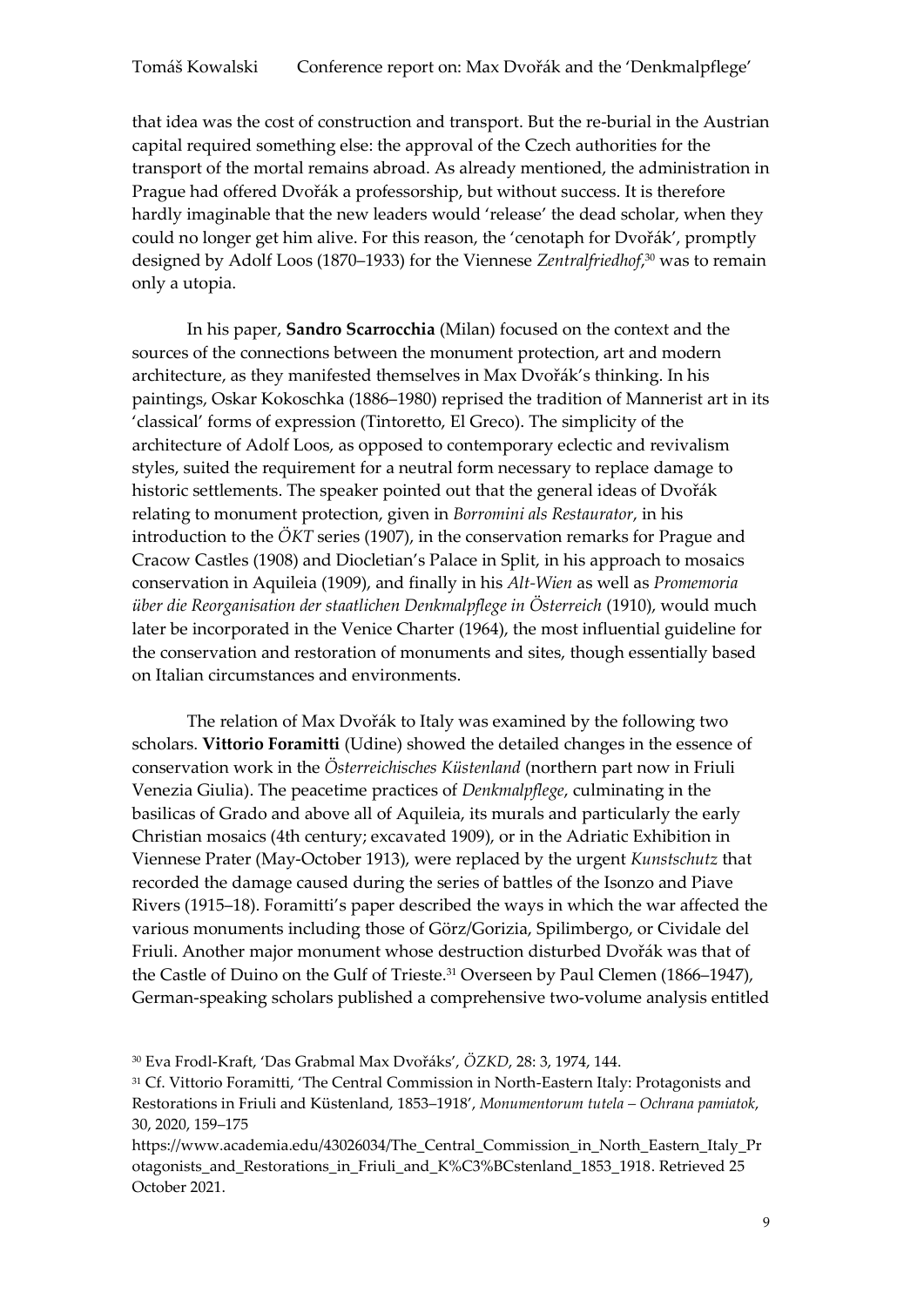that idea was the cost of construction and transport. But the re-burial in the Austrian capital required something else: the approval of the Czech authorities for the transport of the mortal remains abroad. As already mentioned, the administration in Prague had offered Dvořák a professorship, but without success. It is therefore hardly imaginable that the new leaders would 'release' the dead scholar, when they could no longer get him alive. For this reason, the 'cenotaph for Dvořák', promptly designed by Adolf Loos (1870–1933) for the Viennese *Zentralfriedhof*,[30] was to remain only a utopia.

In his paper, **Sandro Scarrocchia** (Milan) focused on the context and the sources of the connections between the monument protection, art and modern architecture, as they manifested themselves in Max Dvořák's thinking. In his paintings, Oskar Kokoschka (1886–1980) reprised the tradition of Mannerist art in its 'classical' forms of expression (Tintoretto, El Greco). The simplicity of the architecture of Adolf Loos, as opposed to contemporary eclectic and revivalism styles, suited the requirement for a neutral form necessary to replace damage to historic settlements. The speaker pointed out that the general ideas of Dvořák relating to monument protection, given in *Borromini als Restaurator*, in his introduction to the *ÖKT* series (1907), in the conservation remarks for Prague and Cracow Castles (1908) and Diocletian's Palace in Split, in his approach to mosaics conservation in Aquileia (1909), and finally in his *Alt-Wien* as well as *Promemoria über die Reorganisation der staatlichen Denkmalpflege in Österreich* (1910), would much later be incorporated in the Venice Charter (1964), the most influential guideline for the conservation and restoration of monuments and sites, though essentially based on Italian circumstances and environments.

The relation of Max Dvořák to Italy was examined by the following two scholars. **Vittorio Foramitti** (Udine) showed the detailed changes in the essence of conservation work in the *Österreichisches Küstenland* (northern part now in Friuli Venezia Giulia). The peacetime practices of *Denkmalpflege*, culminating in the basilicas of Grado and above all of Aquileia, its murals and particularly the early Christian mosaics (4th century; excavated 1909), or in the Adriatic Exhibition in Viennese Prater (May-October 1913), were replaced by the urgent *Kunstschutz* that recorded the damage caused during the series of battles of the Isonzo and Piave Rivers (1915–18). Foramitti's paper described the ways in which the war affected the various monuments including those of Görz/Gorizia, Spilimbergo, or Cividale del Friuli. Another major monument whose destruction disturbed Dvořák was that of the Castle of Duino on the Gulf of Trieste.[31] Overseen by Paul Clemen (1866–1947), German-speaking scholars published a comprehensive two-volume analysis entitled

---

[30] Eva Frodl-Kraft, 'Das Grabmal Max Dvořáks', *ÖZKD*, 28: 3, 1974, 144.

[31] Cf. Vittorio Foramitti, 'The Central Commission in North-Eastern Italy: Protagonists and Restorations in Friuli and Küstenland, 1853–1918', *Monumentorum tutela – Ochrana pamiatok*, 30, 2020, 159–175 https://www.academia.edu/43026034/The_Central_Commission_in_North_Eastern_Italy_Protagonists_and_Restorations_in_Friuli_and_K%C3%BCstenland_1853_1918. Retrieved 25 October 2021.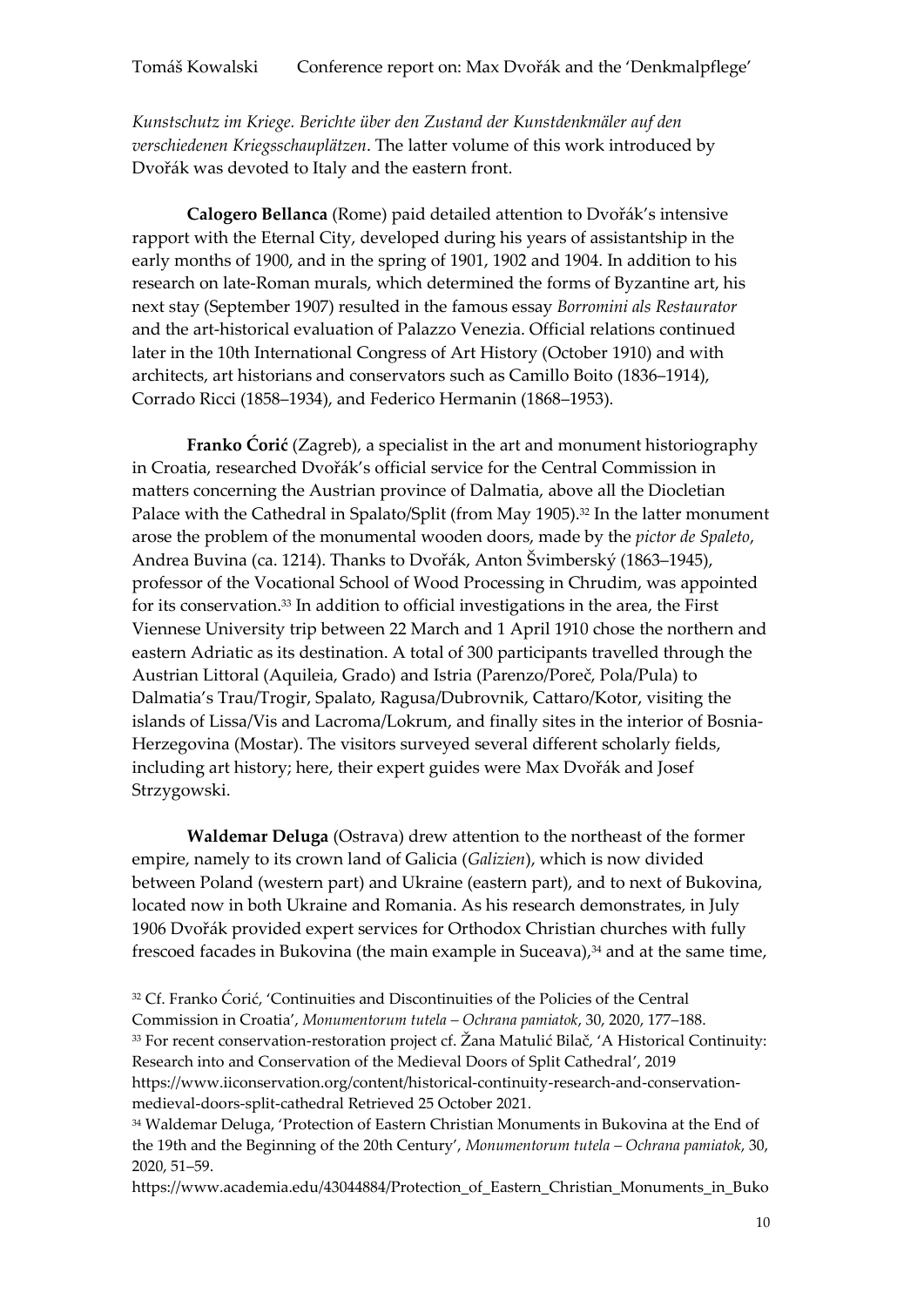*Kunstschutz im Kriege. Berichte über den Zustand der Kunstdenkmäler auf den verschiedenen Kriegsschauplätzen*. The latter volume of this work introduced by Dvořák was devoted to Italy and the eastern front.

**Calogero Bellanca** (Rome) paid detailed attention to Dvořák's intensive rapport with the Eternal City, developed during his years of assistantship in the early months of 1900, and in the spring of 1901, 1902 and 1904. In addition to his research on late-Roman murals, which determined the forms of Byzantine art, his next stay (September 1907) resulted in the famous essay *Borromini als Restaurator* and the art-historical evaluation of Palazzo Venezia. Official relations continued later in the 10th International Congress of Art History (October 1910) and with architects, art historians and conservators such as Camillo Boito (1836–1914), Corrado Ricci (1858–1934), and Federico Hermanin (1868–1953).

**Franko Ćorić** (Zagreb), a specialist in the art and monument historiography in Croatia, researched Dvořák's official service for the Central Commission in matters concerning the Austrian province of Dalmatia, above all the Diocletian Palace with the Cathedral in Spalato/Split (from May 1905).[32] In the latter monument arose the problem of the monumental wooden doors, made by the *pictor de Spaleto*, Andrea Buvina (ca. 1214). Thanks to Dvořák, Anton Švimberský (1863–1945), professor of the Vocational School of Wood Processing in Chrudim, was appointed for its conservation.[33] In addition to official investigations in the area, the First Viennese University trip between 22 March and 1 April 1910 chose the northern and eastern Adriatic as its destination. A total of 300 participants travelled through the Austrian Littoral (Aquileia, Grado) and Istria (Parenzo/Poreč, Pola/Pula) to Dalmatia's Trau/Trogir, Spalato, Ragusa/Dubrovnik, Cattaro/Kotor, visiting the islands of Lissa/Vis and Lacroma/Lokrum, and finally sites in the interior of Bosnia-Herzegovina (Mostar). The visitors surveyed several different scholarly fields, including art history; here, their expert guides were Max Dvořák and Josef Strzygowski.

**Waldemar Deluga** (Ostrava) drew attention to the northeast of the former empire, namely to its crown land of Galicia (*Galizien*), which is now divided between Poland (western part) and Ukraine (eastern part), and to next of Bukovina, located now in both Ukraine and Romania. As his research demonstrates, in July 1906 Dvořák provided expert services for Orthodox Christian churches with fully frescoed facades in Bukovina (the main example in Suceava),[34] and at the same time,

[32] Cf. Franko Ćorić, 'Continuities and Discontinuities of the Policies of the Central Commission in Croatia', *Monumentorum tutela – Ochrana pamiatok*, 30, 2020, 177–188.

[33] For recent conservation-restoration project cf. Žana Matulić Bilač, 'A Historical Continuity: Research into and Conservation of the Medieval Doors of Split Cathedral', 2019 https://www.iiconservation.org/content/historical-continuity-research-and-conservation-medieval-doors-split-cathedral Retrieved 25 October 2021.

[34] Waldemar Deluga, 'Protection of Eastern Christian Monuments in Bukovina at the End of the 19th and the Beginning of the 20th Century', *Monumentorum tutela – Ochrana pamiatok*, 30, 2020, 51–59.

https://www.academia.edu/43044884/Protection_of_Eastern_Christian_Monuments_in_Buko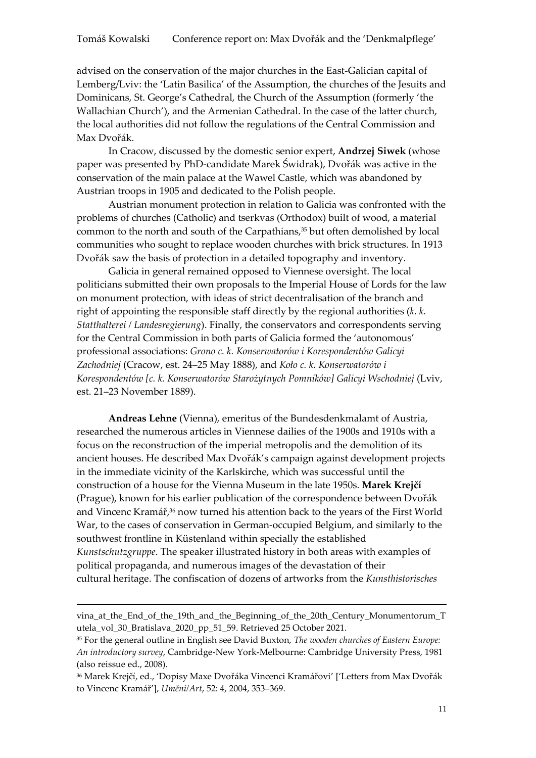advised on the conservation of the major churches in the East-Galician capital of Lemberg/Lviv: the 'Latin Basilica' of the Assumption, the churches of the Jesuits and Dominicans, St. George's Cathedral, the Church of the Assumption (formerly 'the Wallachian Church'), and the Armenian Cathedral. In the case of the latter church, the local authorities did not follow the regulations of the Central Commission and Max Dvořák.

In Cracow, discussed by the domestic senior expert, **Andrzej Siwek** (whose paper was presented by PhD-candidate Marek Świdrak), Dvořák was active in the conservation of the main palace at the Wawel Castle, which was abandoned by Austrian troops in 1905 and dedicated to the Polish people.

Austrian monument protection in relation to Galicia was confronted with the problems of churches (Catholic) and tserkvas (Orthodox) built of wood, a material common to the north and south of the Carpathians,[35] but often demolished by local communities who sought to replace wooden churches with brick structures. In 1913 Dvořák saw the basis of protection in a detailed topography and inventory.

Galicia in general remained opposed to Viennese oversight. The local politicians submitted their own proposals to the Imperial House of Lords for the law on monument protection, with ideas of strict decentralisation of the branch and right of appointing the responsible staff directly by the regional authorities (*k. k. Statthalterei / Landesregierung*). Finally, the conservators and correspondents serving for the Central Commission in both parts of Galicia formed the 'autonomous' professional associations: *Grono c. k. Konserwatorów i Korespondentów Galicyi Zachodniej* (Cracow, est. 24–25 May 1888), and *Koło c. k. Konserwatorów i Korespondentów [c. k. Konserwatorów Starożytnych Pomników] Galicyi Wschodniej* (Lviv, est. 21–23 November 1889).

**Andreas Lehne** (Vienna), emeritus of the Bundesdenkmalamt of Austria, researched the numerous articles in Viennese dailies of the 1900s and 1910s with a focus on the reconstruction of the imperial metropolis and the demolition of its ancient houses. He described Max Dvořák's campaign against development projects in the immediate vicinity of the Karlskirche, which was successful until the construction of a house for the Vienna Museum in the late 1950s. **Marek Krejčí** (Prague), known for his earlier publication of the correspondence between Dvořák and Vincenc Kramář,[36] now turned his attention back to the years of the First World War, to the cases of conservation in German-occupied Belgium, and similarly to the southwest frontline in Küstenland within specially the established *Kunstschutzgruppe*. The speaker illustrated history in both areas with examples of political propaganda, and numerous images of the devastation of their cultural heritage. The confiscation of dozens of artworks from the *Kunsthistorisches*

---

vina_at_the_End_of_the_19th_and_the_Beginning_of_the_20th_Century_Monumentorum_Tutela_vol_30_Bratislava_2020_pp_51_59. Retrieved 25 October 2021.

[35] For the general outline in English see David Buxton, *The wooden churches of Eastern Europe: An introductory survey*, Cambridge-New York-Melbourne: Cambridge University Press, 1981 (also reissue ed., 2008).

[36] Marek Krejčí, ed., 'Dopisy Maxe Dvořáka Vincenci Kramářovi' ['Letters from Max Dvořák to Vincenc Kramář'], *Umění/Art*, 52: 4, 2004, 353–369.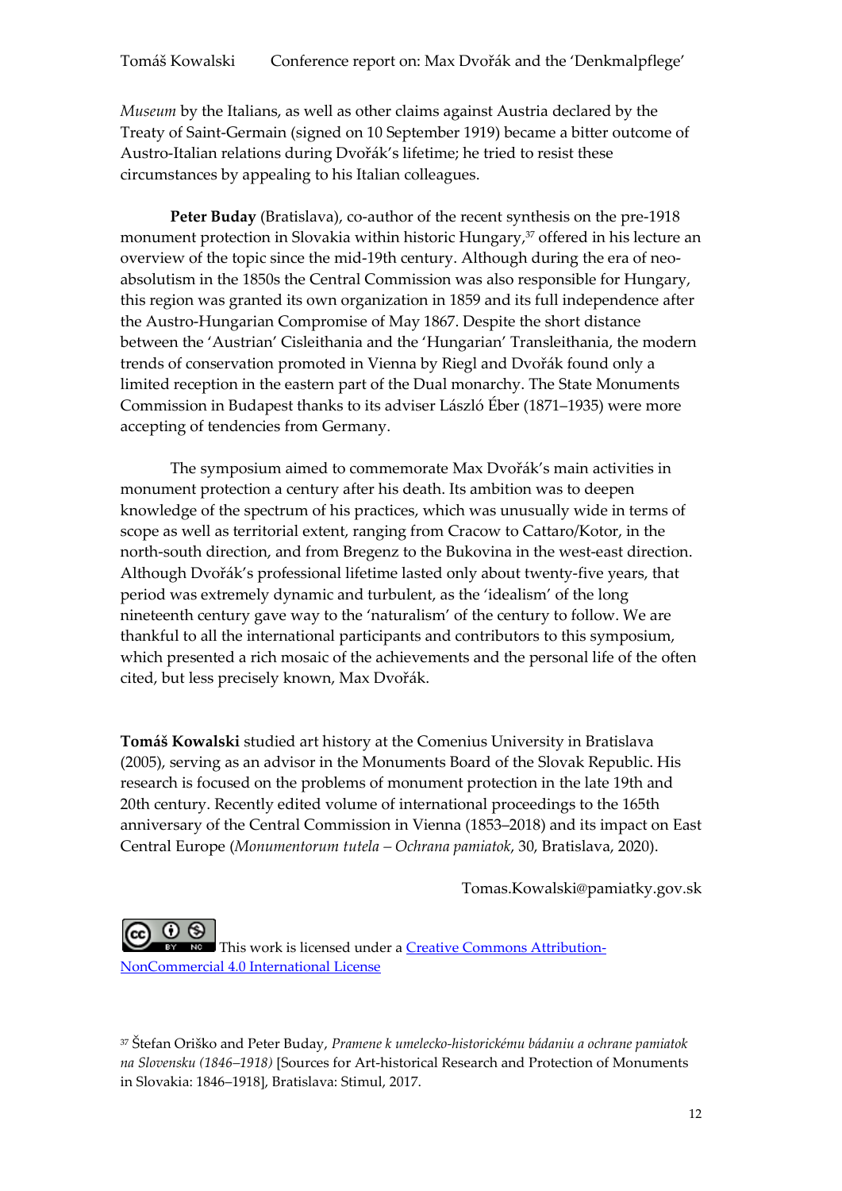*Museum* by the Italians, as well as other claims against Austria declared by the Treaty of Saint-Germain (signed on 10 September 1919) became a bitter outcome of Austro-Italian relations during Dvořák's lifetime; he tried to resist these circumstances by appealing to his Italian colleagues.

**Peter Buday** (Bratislava), co-author of the recent synthesis on the pre-1918 monument protection in Slovakia within historic Hungary,[37] offered in his lecture an overview of the topic since the mid-19th century. Although during the era of neo-absolutism in the 1850s the Central Commission was also responsible for Hungary, this region was granted its own organization in 1859 and its full independence after the Austro-Hungarian Compromise of May 1867. Despite the short distance between the 'Austrian' Cisleithania and the 'Hungarian' Transleithania, the modern trends of conservation promoted in Vienna by Riegl and Dvořák found only a limited reception in the eastern part of the Dual monarchy. The State Monuments Commission in Budapest thanks to its adviser László Éber (1871–1935) were more accepting of tendencies from Germany.

The symposium aimed to commemorate Max Dvořák's main activities in monument protection a century after his death. Its ambition was to deepen knowledge of the spectrum of his practices, which was unusually wide in terms of scope as well as territorial extent, ranging from Cracow to Cattaro/Kotor, in the north-south direction, and from Bregenz to the Bukovina in the west-east direction. Although Dvořák's professional lifetime lasted only about twenty-five years, that period was extremely dynamic and turbulent, as the 'idealism' of the long nineteenth century gave way to the 'naturalism' of the century to follow. We are thankful to all the international participants and contributors to this symposium, which presented a rich mosaic of the achievements and the personal life of the often cited, but less precisely known, Max Dvořák.

**Tomáš Kowalski** studied art history at the Comenius University in Bratislava (2005), serving as an advisor in the Monuments Board of the Slovak Republic. His research is focused on the problems of monument protection in the late 19th and 20th century. Recently edited volume of international proceedings to the 165th anniversary of the Central Commission in Vienna (1853–2018) and its impact on East Central Europe (*Monumentorum tutela – Ochrana pamiatok*, 30, Bratislava, 2020).

Tomas.Kowalski@pamiatky.gov.sk

This work is licensed under a Creative Commons Attribution-NonCommercial 4.0 International License

[37] Štefan Oriško and Peter Buday, *Pramene k umelecko-historickému bádaniu a ochrane pamiatok na Slovensku (1846–1918)* [Sources for Art-historical Research and Protection of Monuments in Slovakia: 1846–1918], Bratislava: Stimul, 2017.